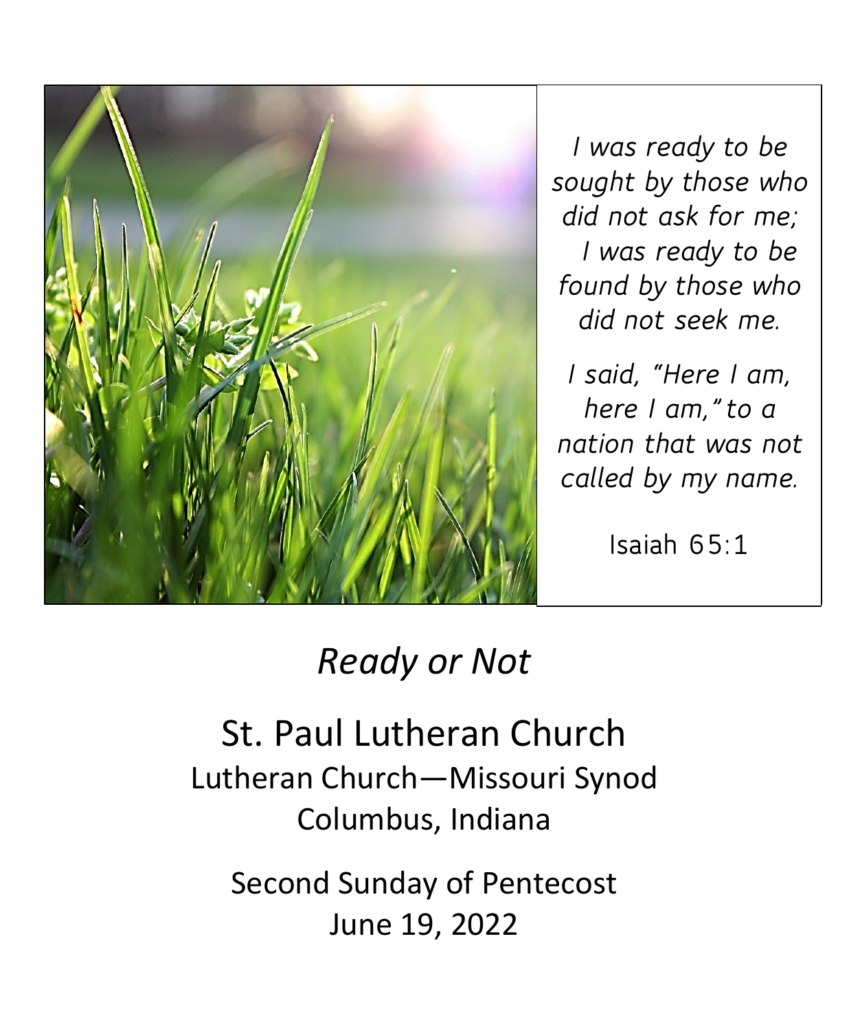*I was ready to be sought by those who did not ask for me;*
*I was ready to be found by those who did not seek me.*

*I said, "Here I am, here I am," to a nation that was not called by my name.*

Isaiah 65:1

# *Ready or Not*

## St. Paul Lutheran Church

Lutheran Church—Missouri Synod
Columbus, Indiana

Second Sunday of Pentecost
June 19, 2022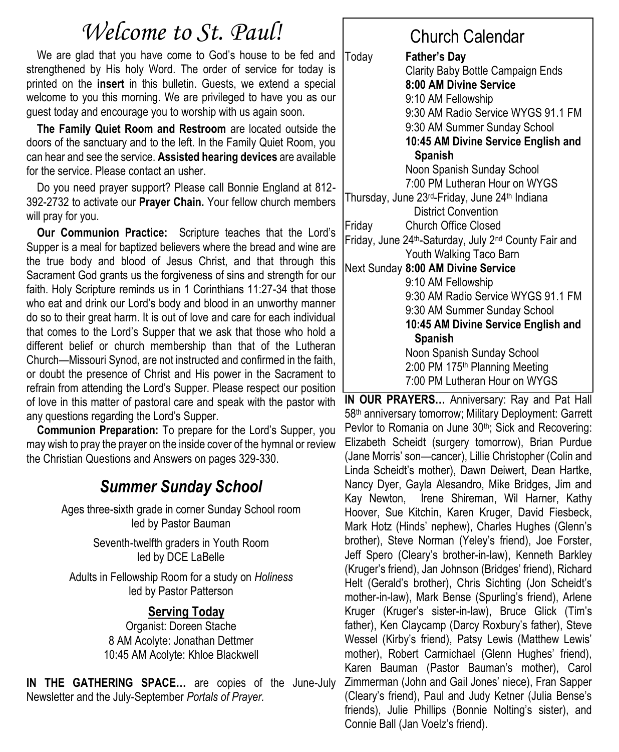# *Welcome to St. Paul!*

We are glad that you have come to God's house to be fed and strengthened by His holy Word. The order of service for today is printed on the **insert** in this bulletin. Guests, we extend a special welcome to you this morning. We are privileged to have you as our guest today and encourage you to worship with us again soon.

**The Family Quiet Room and Restroom** are located outside the doors of the sanctuary and to the left. In the Family Quiet Room, you can hear and see the service. **Assisted hearing devices** are available for the service. Please contact an usher.

Do you need prayer support? Please call Bonnie England at 812-392-2732 to activate our **Prayer Chain.** Your fellow church members will pray for you.

**Our Communion Practice:** Scripture teaches that the Lord's Supper is a meal for baptized believers where the bread and wine are the true body and blood of Jesus Christ, and that through this Sacrament God grants us the forgiveness of sins and strength for our faith. Holy Scripture reminds us in 1 Corinthians 11:27-34 that those who eat and drink our Lord's body and blood in an unworthy manner do so to their great harm. It is out of love and care for each individual that comes to the Lord's Supper that we ask that those who hold a different belief or church membership than that of the Lutheran Church—Missouri Synod, are not instructed and confirmed in the faith, or doubt the presence of Christ and His power in the Sacrament to refrain from attending the Lord's Supper. Please respect our position of love in this matter of pastoral care and speak with the pastor with any questions regarding the Lord's Supper.

**Communion Preparation:** To prepare for the Lord's Supper, you may wish to pray the prayer on the inside cover of the hymnal or review the Christian Questions and Answers on pages 329-330.

## *Summer Sunday School*

Ages three-sixth grade in corner Sunday School room led by Pastor Bauman

Seventh-twelfth graders in Youth Room led by DCE LaBelle

Adults in Fellowship Room for a study on *Holiness* led by Pastor Patterson

### Serving Today

Organist: Doreen Stache
8 AM Acolyte: Jonathan Dettmer
10:45 AM Acolyte: Khloe Blackwell

**IN THE GATHERING SPACE…** are copies of the June-July Newsletter and the July-September *Portals of Prayer.*

## Church Calendar

Today — **Father's Day**
- Clarity Baby Bottle Campaign Ends
- **8:00 AM Divine Service**
- 9:10 AM Fellowship
- 9:30 AM Radio Service WYGS 91.1 FM
- 9:30 AM Summer Sunday School
- **10:45 AM Divine Service English and Spanish**
- Noon Spanish Sunday School
- 7:00 PM Lutheran Hour on WYGS

Thursday, June 23rd-Friday, June 24th Indiana District Convention

Friday — Church Office Closed

Friday, June 24th-Saturday, July 2nd County Fair and Youth Walking Taco Barn

Next Sunday — **8:00 AM Divine Service**
- 9:10 AM Fellowship
- 9:30 AM Radio Service WYGS 91.1 FM
- 9:30 AM Summer Sunday School
- **10:45 AM Divine Service English and Spanish**
- Noon Spanish Sunday School
- 2:00 PM 175th Planning Meeting
- 7:00 PM Lutheran Hour on WYGS

**IN OUR PRAYERS…** Anniversary: Ray and Pat Hall 58th anniversary tomorrow; Military Deployment: Garrett Pevlor to Romania on June 30th; Sick and Recovering: Elizabeth Scheidt (surgery tomorrow), Brian Purdue (Jane Morris' son—cancer), Lillie Christopher (Colin and Linda Scheidt's mother), Dawn Deiwert, Dean Hartke, Nancy Dyer, Gayla Alesandro, Mike Bridges, Jim and Kay Newton, Irene Shireman, Wil Harner, Kathy Hoover, Sue Kitchin, Karen Kruger, David Fiesbeck, Mark Hotz (Hinds' nephew), Charles Hughes (Glenn's brother), Steve Norman (Yeley's friend), Joe Forster, Jeff Spero (Cleary's brother-in-law), Kenneth Barkley (Kruger's friend), Jan Johnson (Bridges' friend), Richard Helt (Gerald's brother), Chris Sichting (Jon Scheidt's mother-in-law), Mark Bense (Spurling's friend), Arlene Kruger (Kruger's sister-in-law), Bruce Glick (Tim's father), Ken Claycamp (Darcy Roxbury's father), Steve Wessel (Kirby's friend), Patsy Lewis (Matthew Lewis' mother), Robert Carmichael (Glenn Hughes' friend), Karen Bauman (Pastor Bauman's mother), Carol Zimmerman (John and Gail Jones' niece), Fran Sapper (Cleary's friend), Paul and Judy Ketner (Julia Bense's friends), Julie Phillips (Bonnie Nolting's sister), and Connie Ball (Jan Voelz's friend).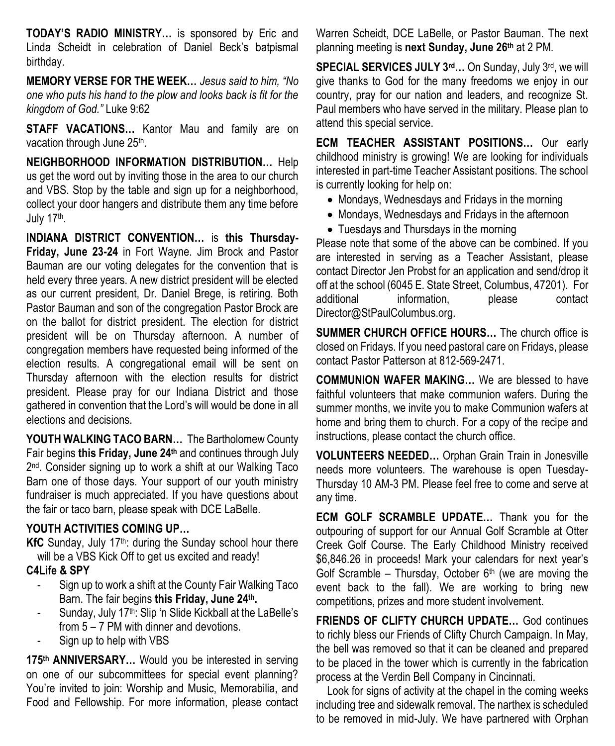**TODAY'S RADIO MINISTRY…** is sponsored by Eric and Linda Scheidt in celebration of Daniel Beck's batpismal birthday.

**MEMORY VERSE FOR THE WEEK…** *Jesus said to him, "No one who puts his hand to the plow and looks back is fit for the kingdom of God."* Luke 9:62

**STAFF VACATIONS…** Kantor Mau and family are on vacation through June 25th.

**NEIGHBORHOOD INFORMATION DISTRIBUTION…** Help us get the word out by inviting those in the area to our church and VBS. Stop by the table and sign up for a neighborhood, collect your door hangers and distribute them any time before July 17th.

**INDIANA DISTRICT CONVENTION…** is **this Thursday-Friday, June 23-24** in Fort Wayne. Jim Brock and Pastor Bauman are our voting delegates for the convention that is held every three years. A new district president will be elected as our current president, Dr. Daniel Brege, is retiring. Both Pastor Bauman and son of the congregation Pastor Brock are on the ballot for district president. The election for district president will be on Thursday afternoon. A number of congregation members have requested being informed of the election results. A congregational email will be sent on Thursday afternoon with the election results for district president. Please pray for our Indiana District and those gathered in convention that the Lord's will would be done in all elections and decisions.

**YOUTH WALKING TACO BARN…** The Bartholomew County Fair begins **this Friday, June 24th** and continues through July 2nd. Consider signing up to work a shift at our Walking Taco Barn one of those days. Your support of our youth ministry fundraiser is much appreciated. If you have questions about the fair or taco barn, please speak with DCE LaBelle.

**YOUTH ACTIVITIES COMING UP…**

**KfC** Sunday, July 17th: during the Sunday school hour there will be a VBS Kick Off to get us excited and ready!

**C4Life & SPY**

- Sign up to work a shift at the County Fair Walking Taco Barn. The fair begins **this Friday, June 24th.**
- Sunday, July 17th: Slip 'n Slide Kickball at the LaBelle's from 5 – 7 PM with dinner and devotions.
- Sign up to help with VBS

**175th ANNIVERSARY…** Would you be interested in serving on one of our subcommittees for special event planning? You're invited to join: Worship and Music, Memorabilia, and Food and Fellowship. For more information, please contact Warren Scheidt, DCE LaBelle, or Pastor Bauman. The next planning meeting is **next Sunday, June 26th** at 2 PM.

**SPECIAL SERVICES JULY 3rd…** On Sunday, July 3rd, we will give thanks to God for the many freedoms we enjoy in our country, pray for our nation and leaders, and recognize St. Paul members who have served in the military. Please plan to attend this special service.

**ECM TEACHER ASSISTANT POSITIONS…** Our early childhood ministry is growing! We are looking for individuals interested in part-time Teacher Assistant positions. The school is currently looking for help on:

- Mondays, Wednesdays and Fridays in the morning
- Mondays, Wednesdays and Fridays in the afternoon
- Tuesdays and Thursdays in the morning

Please note that some of the above can be combined. If you are interested in serving as a Teacher Assistant, please contact Director Jen Probst for an application and send/drop it off at the school (6045 E. State Street, Columbus, 47201). For additional information, please contact Director@StPaulColumbus.org.

**SUMMER CHURCH OFFICE HOURS…** The church office is closed on Fridays. If you need pastoral care on Fridays, please contact Pastor Patterson at 812-569-2471.

**COMMUNION WAFER MAKING…** We are blessed to have faithful volunteers that make communion wafers. During the summer months, we invite you to make Communion wafers at home and bring them to church. For a copy of the recipe and instructions, please contact the church office.

**VOLUNTEERS NEEDED…** Orphan Grain Train in Jonesville needs more volunteers. The warehouse is open Tuesday-Thursday 10 AM-3 PM. Please feel free to come and serve at any time.

**ECM GOLF SCRAMBLE UPDATE…** Thank you for the outpouring of support for our Annual Golf Scramble at Otter Creek Golf Course. The Early Childhood Ministry received $6,846.26 in proceeds! Mark your calendars for next year's Golf Scramble – Thursday, October 6th (we are moving the event back to the fall). We are working to bring new competitions, prizes and more student involvement.

**FRIENDS OF CLIFTY CHURCH UPDATE…** God continues to richly bless our Friends of Clifty Church Campaign. In May, the bell was removed so that it can be cleaned and prepared to be placed in the tower which is currently in the fabrication process at the Verdin Bell Company in Cincinnati.

Look for signs of activity at the chapel in the coming weeks including tree and sidewalk removal. The narthex is scheduled to be removed in mid-July. We have partnered with Orphan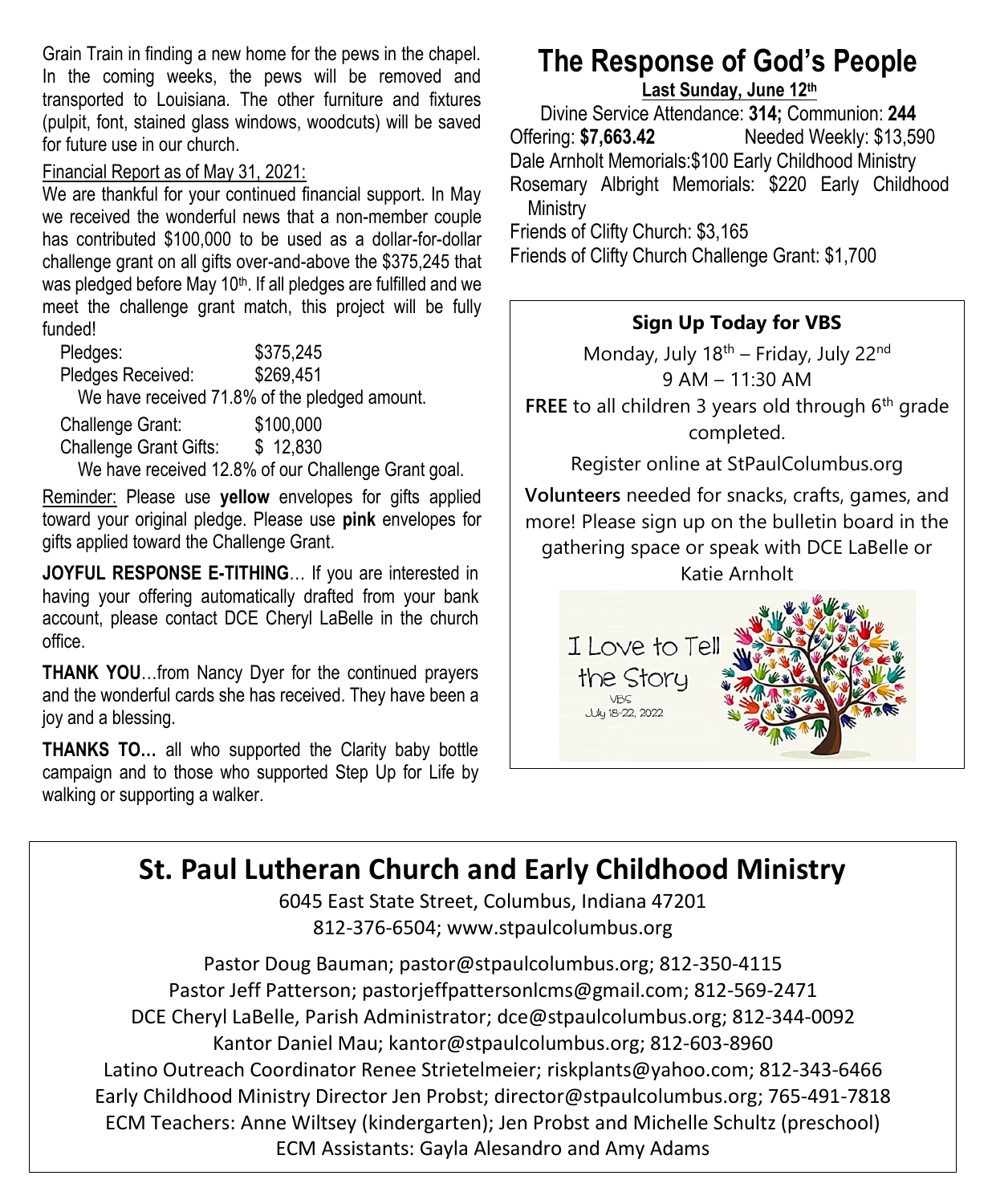Grain Train in finding a new home for the pews in the chapel. In the coming weeks, the pews will be removed and transported to Louisiana. The other furniture and fixtures (pulpit, font, stained glass windows, woodcuts) will be saved for future use in our church.

Financial Report as of May 31, 2021:

We are thankful for your continued financial support. In May we received the wonderful news that a non-member couple has contributed $100,000 to be used as a dollar-for-dollar challenge grant on all gifts over-and-above the $375,245 that was pledged before May 10th. If all pledges are fulfilled and we meet the challenge grant match, this project will be fully funded!

| | |
|---|---|
| Pledges: | $375,245 |
| Pledges Received: | $269,451 |

We have received 71.8% of the pledged amount.

| | |
|---|---|
| Challenge Grant: | $100,000 |
| Challenge Grant Gifts: | $ 12,830 |

We have received 12.8% of our Challenge Grant goal.

Reminder: Please use **yellow** envelopes for gifts applied toward your original pledge. Please use **pink** envelopes for gifts applied toward the Challenge Grant.

**JOYFUL RESPONSE E-TITHING**… If you are interested in having your offering automatically drafted from your bank account, please contact DCE Cheryl LaBelle in the church office.

**THANK YOU**…from Nancy Dyer for the continued prayers and the wonderful cards she has received. They have been a joy and a blessing.

**THANKS TO…** all who supported the Clarity baby bottle campaign and to those who supported Step Up for Life by walking or supporting a walker.

# The Response of God's People

**Last Sunday, June 12th**

Divine Service Attendance: **314;** Communion: **244**

Offering: **$7,663.42** Needed Weekly: $13,590

Dale Arnholt Memorials:$100 Early Childhood Ministry

Rosemary Albright Memorials: $220 Early Childhood Ministry

Friends of Clifty Church: $3,165

Friends of Clifty Church Challenge Grant: $1,700

**Sign Up Today for VBS**

Monday, July 18th – Friday, July 22nd

9 AM – 11:30 AM

**FREE** to all children 3 years old through 6th grade completed.

Register online at StPaulColumbus.org

**Volunteers** needed for snacks, crafts, games, and more! Please sign up on the bulletin board in the gathering space or speak with DCE LaBelle or Katie Arnholt

I Love to Tell the Story

VBS

July 18-22, 2022

## St. Paul Lutheran Church and Early Childhood Ministry

6045 East State Street, Columbus, Indiana 47201

812-376-6504; www.stpaulcolumbus.org

Pastor Doug Bauman; pastor@stpaulcolumbus.org; 812-350-4115

Pastor Jeff Patterson; pastorjeffpattersonlcms@gmail.com; 812-569-2471

DCE Cheryl LaBelle, Parish Administrator; dce@stpaulcolumbus.org; 812-344-0092

Kantor Daniel Mau; kantor@stpaulcolumbus.org; 812-603-8960

Latino Outreach Coordinator Renee Strietelmeier; riskplants@yahoo.com; 812-343-6466

Early Childhood Ministry Director Jen Probst; director@stpaulcolumbus.org; 765-491-7818

ECM Teachers: Anne Wiltsey (kindergarten); Jen Probst and Michelle Schultz (preschool)

ECM Assistants: Gayla Alesandro and Amy Adams